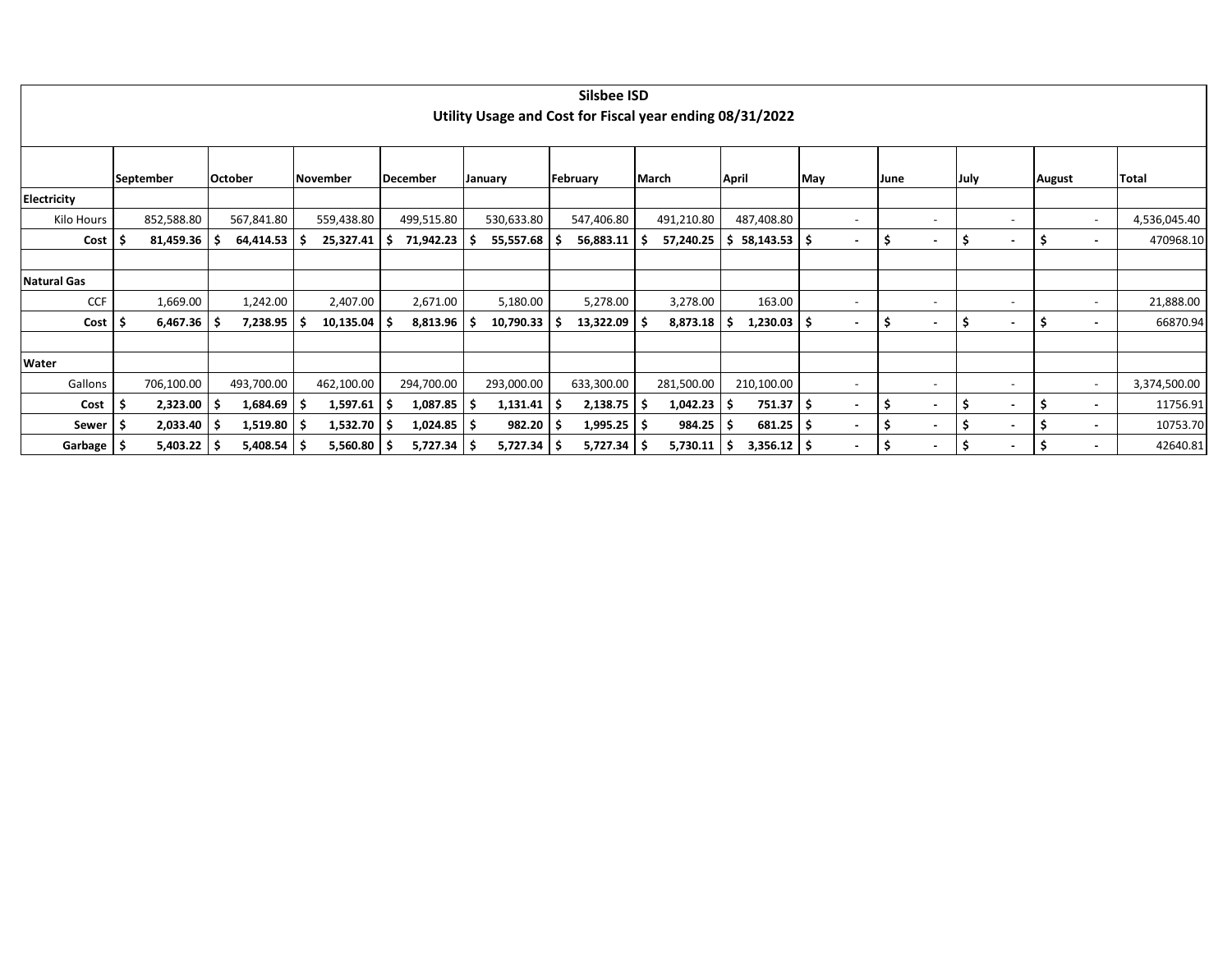# Silsbee ISD

## Utility Usage and Cost for Fiscal year ending 08/31/2022

| | September | October | November | December | January | February | March | April | May | June | July | August | Total |
|---|---|---|---|---|---|---|---|---|---|---|---|---|---|
| **Electricity** | | | | | | | | | | | | | |
| Kilo Hours | 852,588.80 | 567,841.80 | 559,438.80 | 499,515.80 | 530,633.80 | 547,406.80 | 491,210.80 | 487,408.80 | - | - | - | - | 4,536,045.40 |
| **Cost** | **$ 81,459.36** | **$ 64,414.53** | **$ 25,327.41** | **$ 71,942.23** | **$ 55,557.68** | **$ 56,883.11** | **$ 57,240.25** | **$ 58,143.53** | **$ -** | **$ -** | **$ -** | **$ -** | 470968.10 |
| | | | | | | | | | | | | | |
| **Natural Gas** | | | | | | | | | | | | | |
| CCF | 1,669.00 | 1,242.00 | 2,407.00 | 2,671.00 | 5,180.00 | 5,278.00 | 3,278.00 | 163.00 | - | - | - | - | 21,888.00 |
| **Cost** | **$ 6,467.36** | **$ 7,238.95** | **$ 10,135.04** | **$ 8,813.96** | **$ 10,790.33** | **$ 13,322.09** | **$ 8,873.18** | **$ 1,230.03** | **$ -** | **$ -** | **$ -** | **$ -** | 66870.94 |
| | | | | | | | | | | | | | |
| **Water** | | | | | | | | | | | | | |
| Gallons | 706,100.00 | 493,700.00 | 462,100.00 | 294,700.00 | 293,000.00 | 633,300.00 | 281,500.00 | 210,100.00 | - | - | - | - | 3,374,500.00 |
| **Cost** | **$ 2,323.00** | **$ 1,684.69** | **$ 1,597.61** | **$ 1,087.85** | **$ 1,131.41** | **$ 2,138.75** | **$ 1,042.23** | **$ 751.37** | **$ -** | **$ -** | **$ -** | **$ -** | 11756.91 |
| **Sewer** | **$ 2,033.40** | **$ 1,519.80** | **$ 1,532.70** | **$ 1,024.85** | **$ 982.20** | **$ 1,995.25** | **$ 984.25** | **$ 681.25** | **$ -** | **$ -** | **$ -** | **$ -** | 10753.70 |
| **Garbage** | **$ 5,403.22** | **$ 5,408.54** | **$ 5,560.80** | **$ 5,727.34** | **$ 5,727.34** | **$ 5,727.34** | **$ 5,730.11** | **$ 3,356.12** | **$ -** | **$ -** | **$ -** | **$ -** | 42640.81 |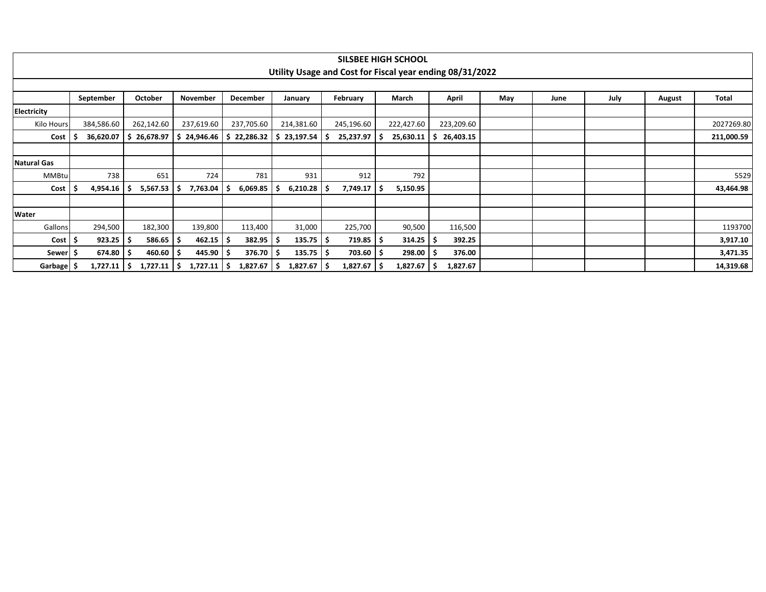| SILSBEE HIGH SCHOOL<br>Utility Usage and Cost for Fiscal year ending 08/31/2022 | | | | | | | | | | | | | |
|---|---|---|---|---|---|---|---|---|---|---|---|---|---|
| | **September** | **October** | **November** | **December** | **January** | **February** | **March** | **April** | **May** | **June** | **July** | **August** | **Total** |
| **Electricity** | | | | | | | | | | | | | |
| Kilo Hours | 384,586.60 | 262,142.60 | 237,619.60 | 237,705.60 | 214,381.60 | 245,196.60 | 222,427.60 | 223,209.60 | | | | | 2027269.80 |
| **Cost** | **$ 36,620.07** | **$ 26,678.97** | **$ 24,946.46** | **$ 22,286.32** | **$ 23,197.54** | **$ 25,237.97** | **$ 25,630.11** | **$ 26,403.15** | | | | | **211,000.59** |
| | | | | | | | | | | | | | |
| **Natural Gas** | | | | | | | | | | | | | |
| MMBtu | 738 | 651 | 724 | 781 | 931 | 912 | 792 | | | | | | 5529 |
| **Cost** | **$ 4,954.16** | **$ 5,567.53** | **$ 7,763.04** | **$ 6,069.85** | **$ 6,210.28** | **$ 7,749.17** | **$ 5,150.95** | | | | | | **43,464.98** |
| | | | | | | | | | | | | | |
| **Water** | | | | | | | | | | | | | |
| Gallons | 294,500 | 182,300 | 139,800 | 113,400 | 31,000 | 225,700 | 90,500 | 116,500 | | | | | 1193700 |
| **Cost** | **$ 923.25** | **$ 586.65** | **$ 462.15** | **$ 382.95** | **$ 135.75** | **$ 719.85** | **$ 314.25** | **$ 392.25** | | | | | **3,917.10** |
| **Sewer** | **$ 674.80** | **$ 460.60** | **$ 445.90** | **$ 376.70** | **$ 135.75** | **$ 703.60** | **$ 298.00** | **$ 376.00** | | | | | **3,471.35** |
| **Garbage** | **$ 1,727.11** | **$ 1,727.11** | **$ 1,727.11** | **$ 1,827.67** | **$ 1,827.67** | **$ 1,827.67** | **$ 1,827.67** | **$ 1,827.67** | | | | | **14,319.68** |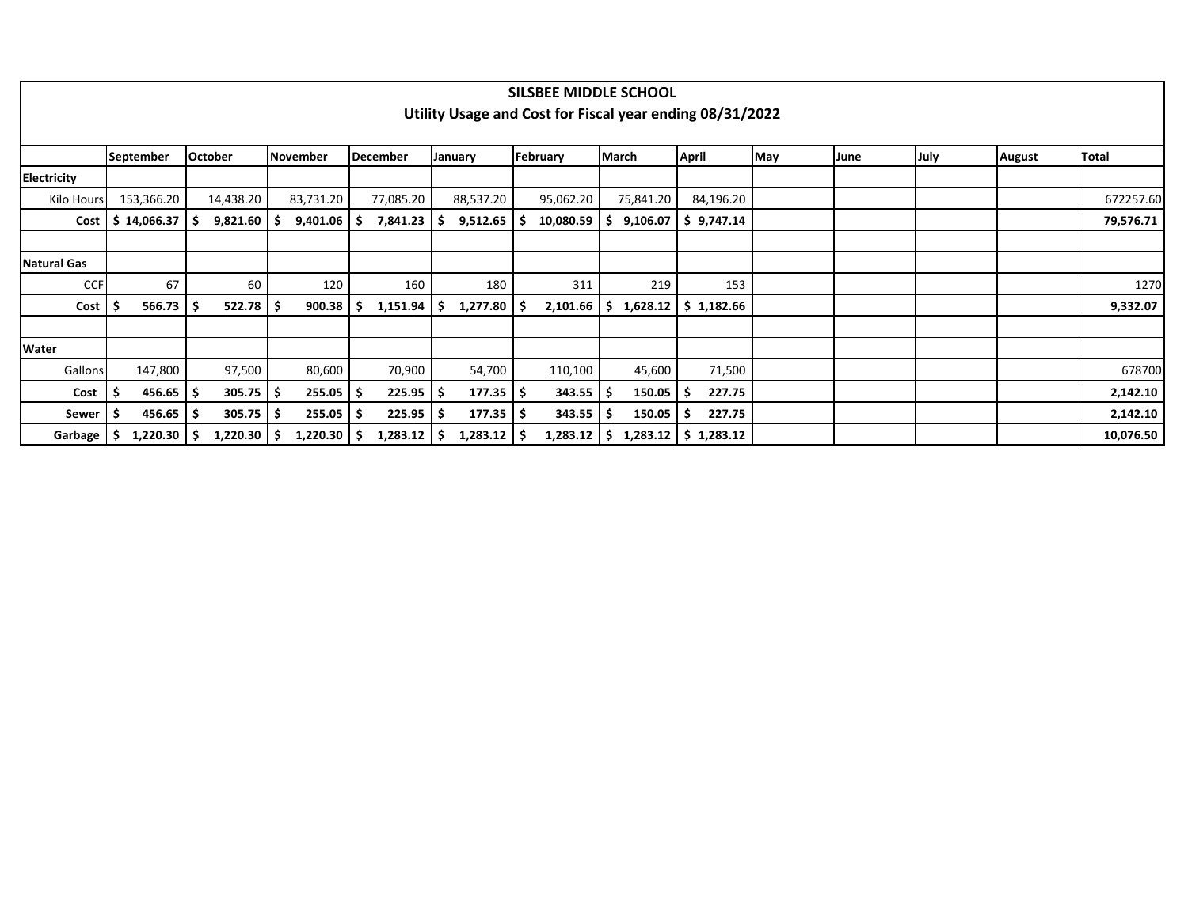# SILSBEE MIDDLE SCHOOL
## Utility Usage and Cost for Fiscal year ending 08/31/2022

| | September | October | November | December | January | February | March | April | May | June | July | August | Total |
|---|---|---|---|---|---|---|---|---|---|---|---|---|---|
| **Electricity** | | | | | | | | | | | | | |
| Kilo Hours | 153,366.20 | 14,438.20 | 83,731.20 | 77,085.20 | 88,537.20 | 95,062.20 | 75,841.20 | 84,196.20 | | | | | 672257.60 |
| **Cost** | **$ 14,066.37** | **$ 9,821.60** | **$ 9,401.06** | **$ 7,841.23** | **$ 9,512.65** | **$ 10,080.59** | **$ 9,106.07** | **$ 9,747.14** | | | | | **79,576.71** |
| | | | | | | | | | | | | | |
| **Natural Gas** | | | | | | | | | | | | | |
| CCF | 67 | 60 | 120 | 160 | 180 | 311 | 219 | 153 | | | | | 1270 |
| **Cost** | **$ 566.73** | **$ 522.78** | **$ 900.38** | **$ 1,151.94** | **$ 1,277.80** | **$ 2,101.66** | **$ 1,628.12** | **$ 1,182.66** | | | | | **9,332.07** |
| | | | | | | | | | | | | | |
| **Water** | | | | | | | | | | | | | |
| Gallons | 147,800 | 97,500 | 80,600 | 70,900 | 54,700 | 110,100 | 45,600 | 71,500 | | | | | 678700 |
| **Cost** | **$ 456.65** | **$ 305.75** | **$ 255.05** | **$ 225.95** | **$ 177.35** | **$ 343.55** | **$ 150.05** | **$ 227.75** | | | | | **2,142.10** |
| **Sewer** | **$ 456.65** | **$ 305.75** | **$ 255.05** | **$ 225.95** | **$ 177.35** | **$ 343.55** | **$ 150.05** | **$ 227.75** | | | | | **2,142.10** |
| **Garbage** | **$ 1,220.30** | **$ 1,220.30** | **$ 1,220.30** | **$ 1,283.12** | **$ 1,283.12** | **$ 1,283.12** | **$ 1,283.12** | **$ 1,283.12** | | | | | **10,076.50** |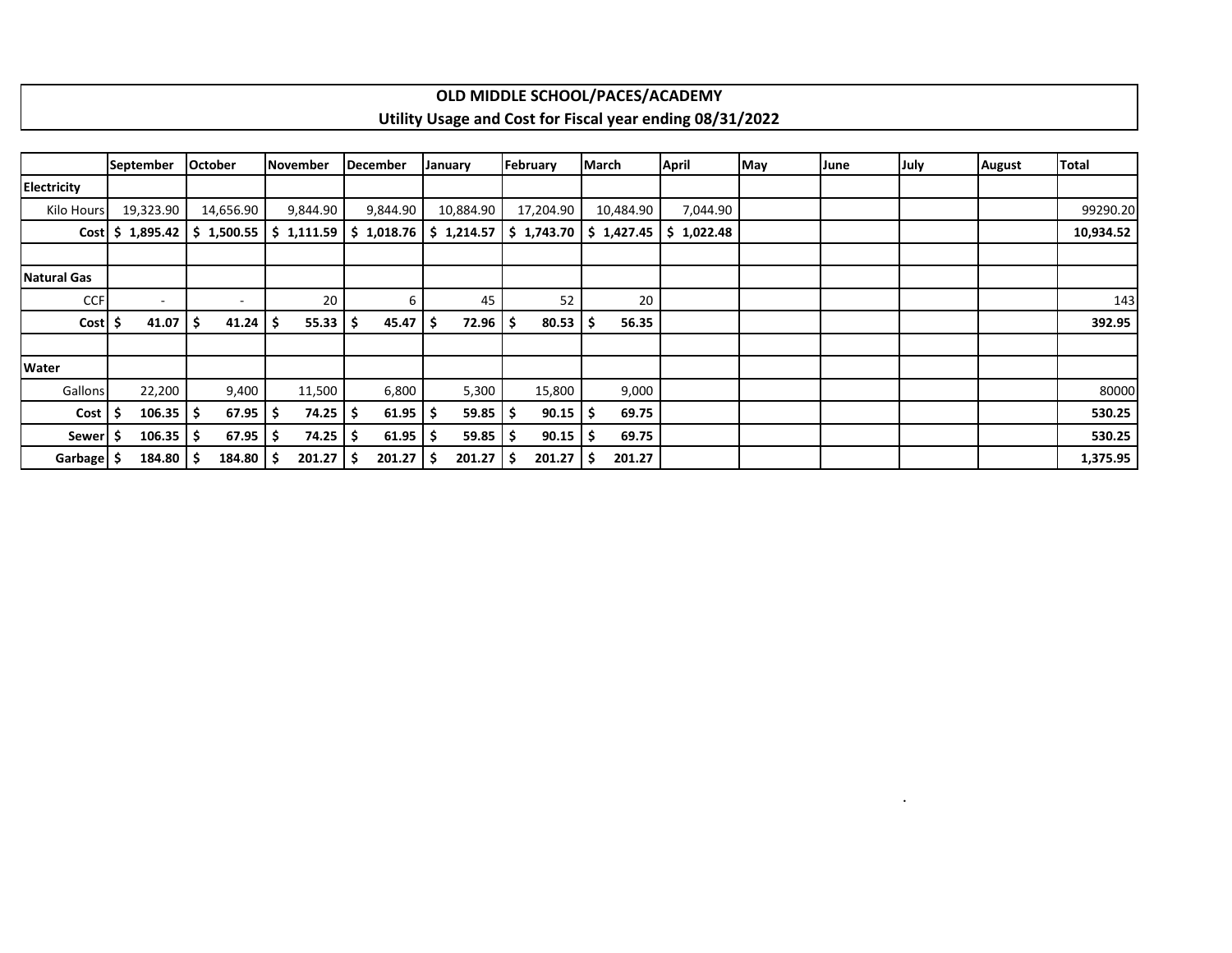# OLD MIDDLE SCHOOL/PACES/ACADEMY

## Utility Usage and Cost for Fiscal year ending 08/31/2022

| | September | October | November | December | January | February | March | April | May | June | July | August | Total |
|---|---|---|---|---|---|---|---|---|---|---|---|---|---|
| **Electricity** | | | | | | | | | | | | | |
| Kilo Hours | 19,323.90 | 14,656.90 | 9,844.90 | 9,844.90 | 10,884.90 | 17,204.90 | 10,484.90 | 7,044.90 | | | | | 99290.20 |
| **Cost** | **$ 1,895.42** | **$ 1,500.55** | **$ 1,111.59** | **$ 1,018.76** | **$ 1,214.57** | **$ 1,743.70** | **$ 1,427.45** | **$ 1,022.48** | | | | | **10,934.52** |
| | | | | | | | | | | | | | |
| **Natural Gas** | | | | | | | | | | | | | |
| CCF | - | - | 20 | 6 | 45 | 52 | 20 | | | | | | 143 |
| **Cost** | **$ 41.07** | **$ 41.24** | **$ 55.33** | **$ 45.47** | **$ 72.96** | **$ 80.53** | **$ 56.35** | | | | | | **392.95** |
| | | | | | | | | | | | | | |
| **Water** | | | | | | | | | | | | | |
| Gallons | 22,200 | 9,400 | 11,500 | 6,800 | 5,300 | 15,800 | 9,000 | | | | | | 80000 |
| **Cost** | **$ 106.35** | **$ 67.95** | **$ 74.25** | **$ 61.95** | **$ 59.85** | **$ 90.15** | **$ 69.75** | | | | | | **530.25** |
| **Sewer** | **$ 106.35** | **$ 67.95** | **$ 74.25** | **$ 61.95** | **$ 59.85** | **$ 90.15** | **$ 69.75** | | | | | | **530.25** |
| **Garbage** | **$ 184.80** | **$ 184.80** | **$ 201.27** | **$ 201.27** | **$ 201.27** | **$ 201.27** | **$ 201.27** | | | | | | **1,375.95** |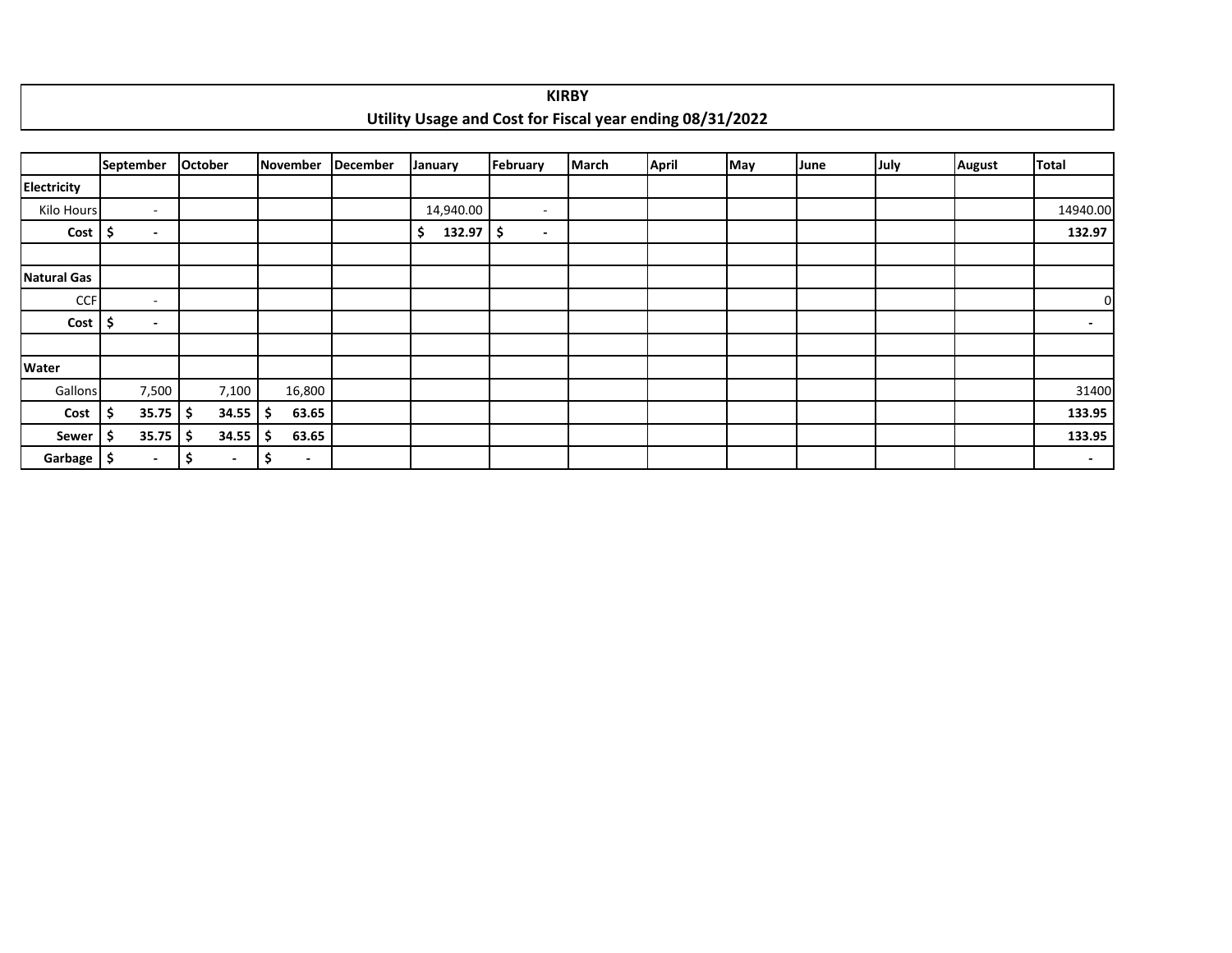# KIRBY

## Utility Usage and Cost for Fiscal year ending 08/31/2022

| | September | October | November | December | January | February | March | April | May | June | July | August | Total |
|---|---|---|---|---|---|---|---|---|---|---|---|---|---|
| **Electricity** | | | | | | | | | | | | | |
| Kilo Hours | - | | | | 14,940.00 | - | | | | | | | 14940.00 |
| **Cost** | $ - | | | | $ 132.97 | $ - | | | | | | | **132.97** |
| | | | | | | | | | | | | | |
| **Natural Gas** | | | | | | | | | | | | | |
| CCF | - | | | | | | | | | | | | 0 |
| **Cost** | $ - | | | | | | | | | | | | - |
| | | | | | | | | | | | | | |
| **Water** | | | | | | | | | | | | | |
| Gallons | 7,500 | 7,100 | 16,800 | | | | | | | | | | 31400 |
| **Cost** | $ 35.75 | $ 34.55 | $ 63.65 | | | | | | | | | | **133.95** |
| **Sewer** | $ 35.75 | $ 34.55 | $ 63.65 | | | | | | | | | | **133.95** |
| **Garbage** | $ - | $ - | $ - | | | | | | | | | | - |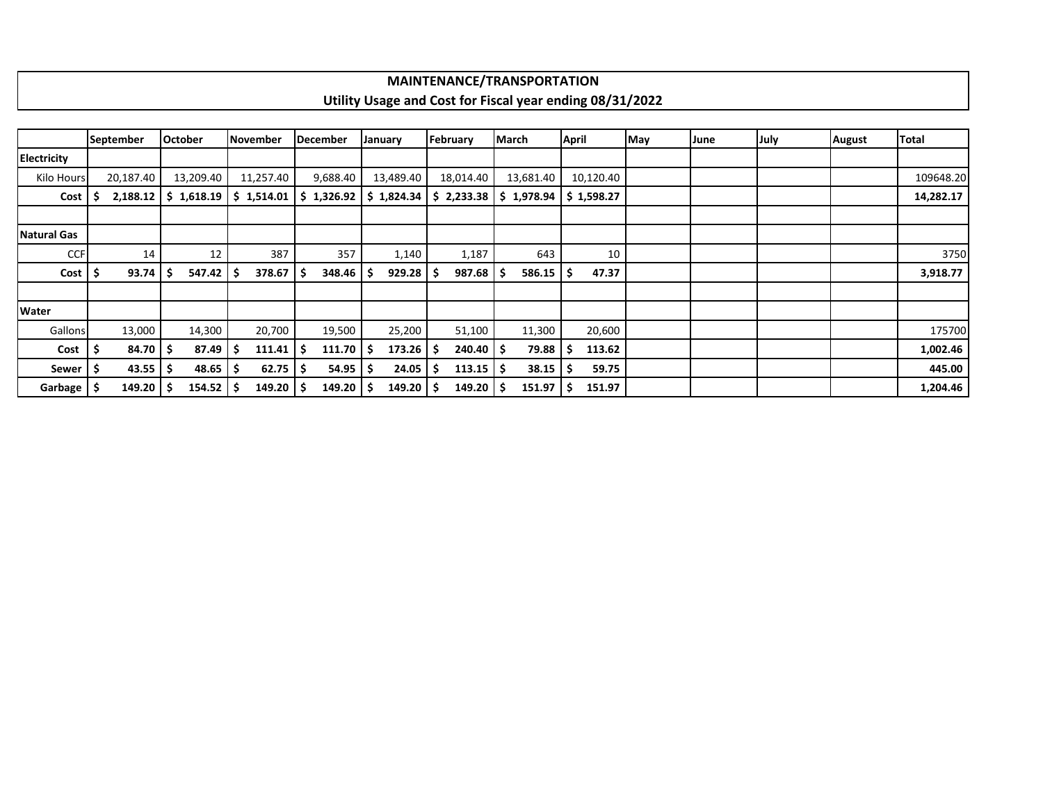**MAINTENANCE/TRANSPORTATION**

**Utility Usage and Cost for Fiscal year ending 08/31/2022**

| | September | October | November | December | January | February | March | April | May | June | July | August | Total |
|---|---|---|---|---|---|---|---|---|---|---|---|---|---|
| **Electricity** | | | | | | | | | | | | | |
| Kilo Hours | 20,187.40 | 13,209.40 | 11,257.40 | 9,688.40 | 13,489.40 | 18,014.40 | 13,681.40 | 10,120.40 | | | | | 109648.20 |
| **Cost** | **$ 2,188.12** | **$ 1,618.19** | **$ 1,514.01** | **$ 1,326.92** | **$ 1,824.34** | **$ 2,233.38** | **$ 1,978.94** | **$ 1,598.27** | | | | | **14,282.17** |
| | | | | | | | | | | | | | |
| **Natural Gas** | | | | | | | | | | | | | |
| CCF | 14 | 12 | 387 | 357 | 1,140 | 1,187 | 643 | 10 | | | | | 3750 |
| **Cost** | **$ 93.74** | **$ 547.42** | **$ 378.67** | **$ 348.46** | **$ 929.28** | **$ 987.68** | **$ 586.15** | **$ 47.37** | | | | | **3,918.77** |
| | | | | | | | | | | | | | |
| **Water** | | | | | | | | | | | | | |
| Gallons | 13,000 | 14,300 | 20,700 | 19,500 | 25,200 | 51,100 | 11,300 | 20,600 | | | | | 175700 |
| **Cost** | **$ 84.70** | **$ 87.49** | **$ 111.41** | **$ 111.70** | **$ 173.26** | **$ 240.40** | **$ 79.88** | **$ 113.62** | | | | | **1,002.46** |
| **Sewer** | **$ 43.55** | **$ 48.65** | **$ 62.75** | **$ 54.95** | **$ 24.05** | **$ 113.15** | **$ 38.15** | **$ 59.75** | | | | | **445.00** |
| **Garbage** | **$ 149.20** | **$ 154.52** | **$ 149.20** | **$ 149.20** | **$ 149.20** | **$ 149.20** | **$ 151.97** | **$ 151.97** | | | | | **1,204.46** |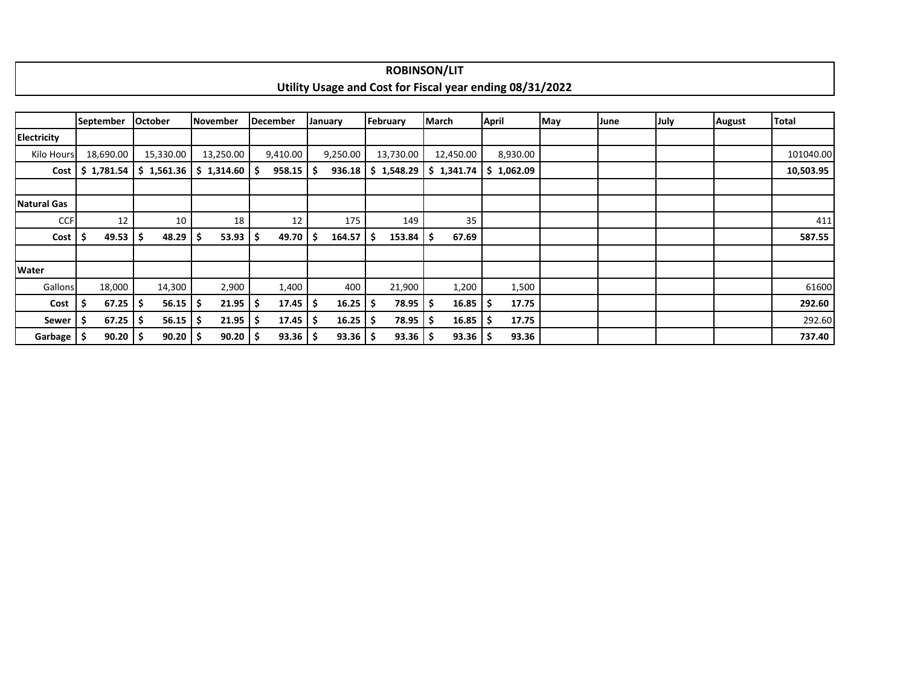# ROBINSON/LIT

## Utility Usage and Cost for Fiscal year ending 08/31/2022

| | September | October | November | December | January | February | March | April | May | June | July | August | Total |
|---|---|---|---|---|---|---|---|---|---|---|---|---|---|
| **Electricity** | | | | | | | | | | | | | |
| Kilo Hours | 18,690.00 | 15,330.00 | 13,250.00 | 9,410.00 | 9,250.00 | 13,730.00 | 12,450.00 | 8,930.00 | | | | | 101040.00 |
| **Cost** | **$ 1,781.54** | **$ 1,561.36** | **$ 1,314.60** | **$ 958.15** | **$ 936.18** | **$ 1,548.29** | **$ 1,341.74** | **$ 1,062.09** | | | | | **10,503.95** |
| | | | | | | | | | | | | | |
| **Natural Gas** | | | | | | | | | | | | | |
| CCF | 12 | 10 | 18 | 12 | 175 | 149 | 35 | | | | | | 411 |
| **Cost** | **$ 49.53** | **$ 48.29** | **$ 53.93** | **$ 49.70** | **$ 164.57** | **$ 153.84** | **$ 67.69** | | | | | | **587.55** |
| | | | | | | | | | | | | | |
| **Water** | | | | | | | | | | | | | |
| Gallons | 18,000 | 14,300 | 2,900 | 1,400 | 400 | 21,900 | 1,200 | 1,500 | | | | | 61600 |
| **Cost** | **$ 67.25** | **$ 56.15** | **$ 21.95** | **$ 17.45** | **$ 16.25** | **$ 78.95** | **$ 16.85** | **$ 17.75** | | | | | **292.60** |
| **Sewer** | **$ 67.25** | **$ 56.15** | **$ 21.95** | **$ 17.45** | **$ 16.25** | **$ 78.95** | **$ 16.85** | **$ 17.75** | | | | | 292.60 |
| **Garbage** | **$ 90.20** | **$ 90.20** | **$ 90.20** | **$ 93.36** | **$ 93.36** | **$ 93.36** | **$ 93.36** | **$ 93.36** | | | | | **737.40** |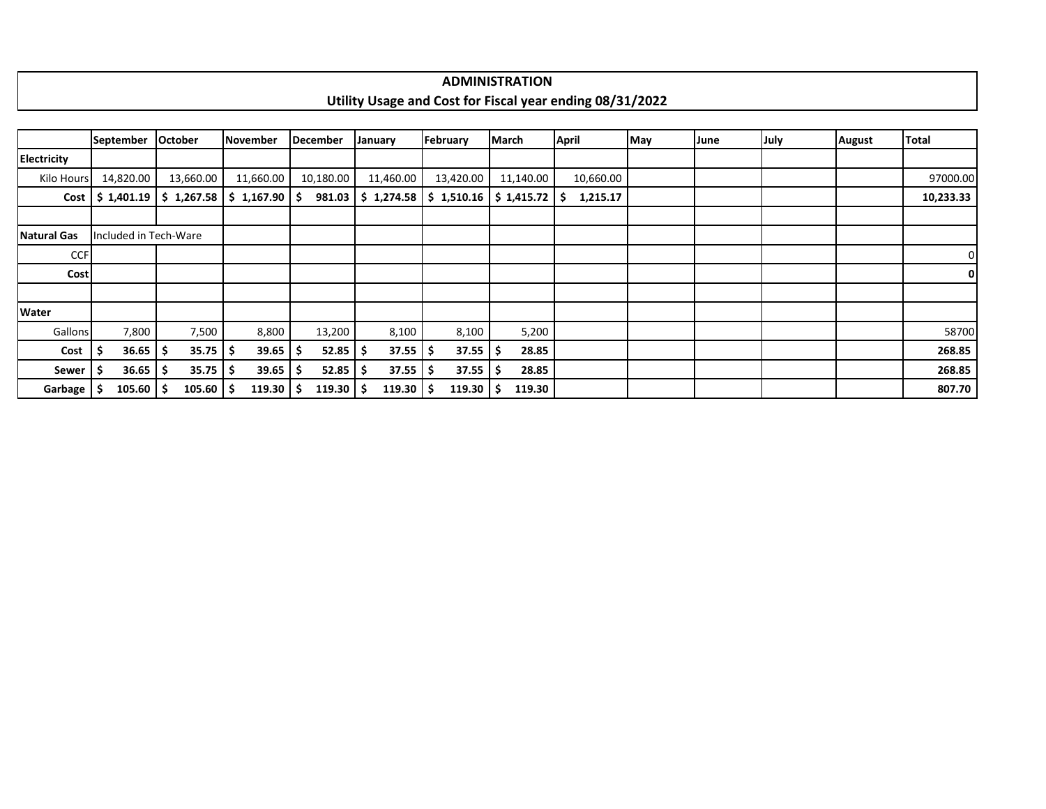# ADMINISTRATION

## Utility Usage and Cost for Fiscal year ending 08/31/2022

| | September | October | November | December | January | February | March | April | May | June | July | August | Total |
|---|---|---|---|---|---|---|---|---|---|---|---|---|---|
| **Electricity** | | | | | | | | | | | | | |
| Kilo Hours | 14,820.00 | 13,660.00 | 11,660.00 | 10,180.00 | 11,460.00 | 13,420.00 | 11,140.00 | 10,660.00 | | | | | 97000.00 |
| **Cost** | **$ 1,401.19** | **$ 1,267.58** | **$ 1,167.90** | **$ 981.03** | **$ 1,274.58** | **$ 1,510.16** | **$ 1,415.72** | **$ 1,215.17** | | | | | **10,233.33** |
| | | | | | | | | | | | | | |
| **Natural Gas** | Included in Tech-Ware | | | | | | | | | | | | |
| CCF | | | | | | | | | | | | | 0 |
| **Cost** | | | | | | | | | | | | | **0** |
| | | | | | | | | | | | | | |
| **Water** | | | | | | | | | | | | | |
| Gallons | 7,800 | 7,500 | 8,800 | 13,200 | 8,100 | 8,100 | 5,200 | | | | | | 58700 |
| **Cost** | **$ 36.65** | **$ 35.75** | **$ 39.65** | **$ 52.85** | **$ 37.55** | **$ 37.55** | **$ 28.85** | | | | | | **268.85** |
| **Sewer** | **$ 36.65** | **$ 35.75** | **$ 39.65** | **$ 52.85** | **$ 37.55** | **$ 37.55** | **$ 28.85** | | | | | | **268.85** |
| **Garbage** | **$ 105.60** | **$ 105.60** | **$ 119.30** | **$ 119.30** | **$ 119.30** | **$ 119.30** | **$ 119.30** | | | | | | **807.70** |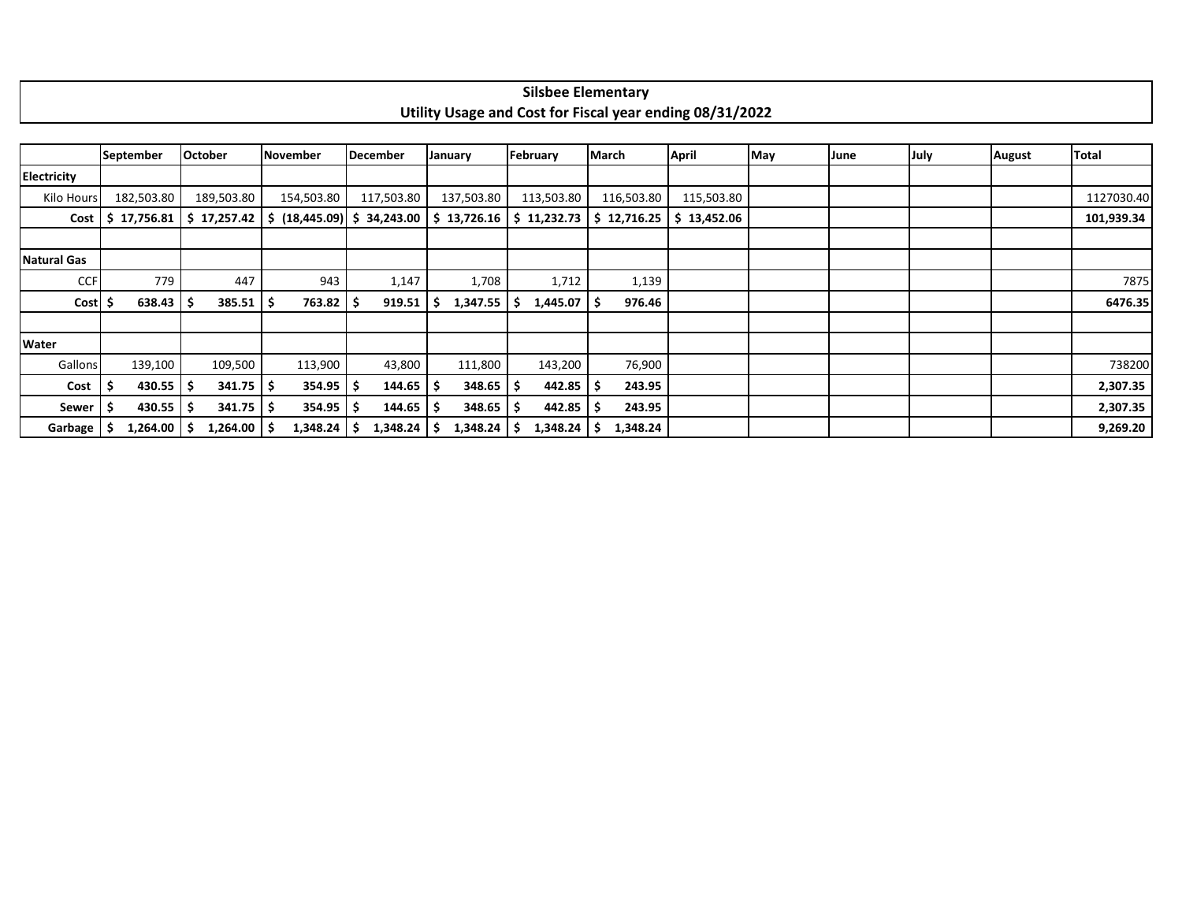# Silsbee Elementary

## Utility Usage and Cost for Fiscal year ending 08/31/2022

| | September | October | November | December | January | February | March | April | May | June | July | August | Total |
|---|---|---|---|---|---|---|---|---|---|---|---|---|---|
| **Electricity** | | | | | | | | | | | | | |
| Kilo Hours | 182,503.80 | 189,503.80 | 154,503.80 | 117,503.80 | 137,503.80 | 113,503.80 | 116,503.80 | 115,503.80 | | | | | 1127030.40 |
| **Cost** | **$ 17,756.81** | **$ 17,257.42** | **$ (18,445.09)** | **$ 34,243.00** | **$ 13,726.16** | **$ 11,232.73** | **$ 12,716.25** | **$ 13,452.06** | | | | | **101,939.34** |
| | | | | | | | | | | | | | |
| **Natural Gas** | | | | | | | | | | | | | |
| CCF | 779 | 447 | 943 | 1,147 | 1,708 | 1,712 | 1,139 | | | | | | 7875 |
| **Cost** | **$ 638.43** | **$ 385.51** | **$ 763.82** | **$ 919.51** | **$ 1,347.55** | **$ 1,445.07** | **$ 976.46** | | | | | | **6476.35** |
| | | | | | | | | | | | | | |
| **Water** | | | | | | | | | | | | | |
| Gallons | 139,100 | 109,500 | 113,900 | 43,800 | 111,800 | 143,200 | 76,900 | | | | | | 738200 |
| **Cost** | **$ 430.55** | **$ 341.75** | **$ 354.95** | **$ 144.65** | **$ 348.65** | **$ 442.85** | **$ 243.95** | | | | | | **2,307.35** |
| **Sewer** | **$ 430.55** | **$ 341.75** | **$ 354.95** | **$ 144.65** | **$ 348.65** | **$ 442.85** | **$ 243.95** | | | | | | **2,307.35** |
| **Garbage** | **$ 1,264.00** | **$ 1,264.00** | **$ 1,348.24** | **$ 1,348.24** | **$ 1,348.24** | **$ 1,348.24** | **$ 1,348.24** | | | | | | **9,269.20** |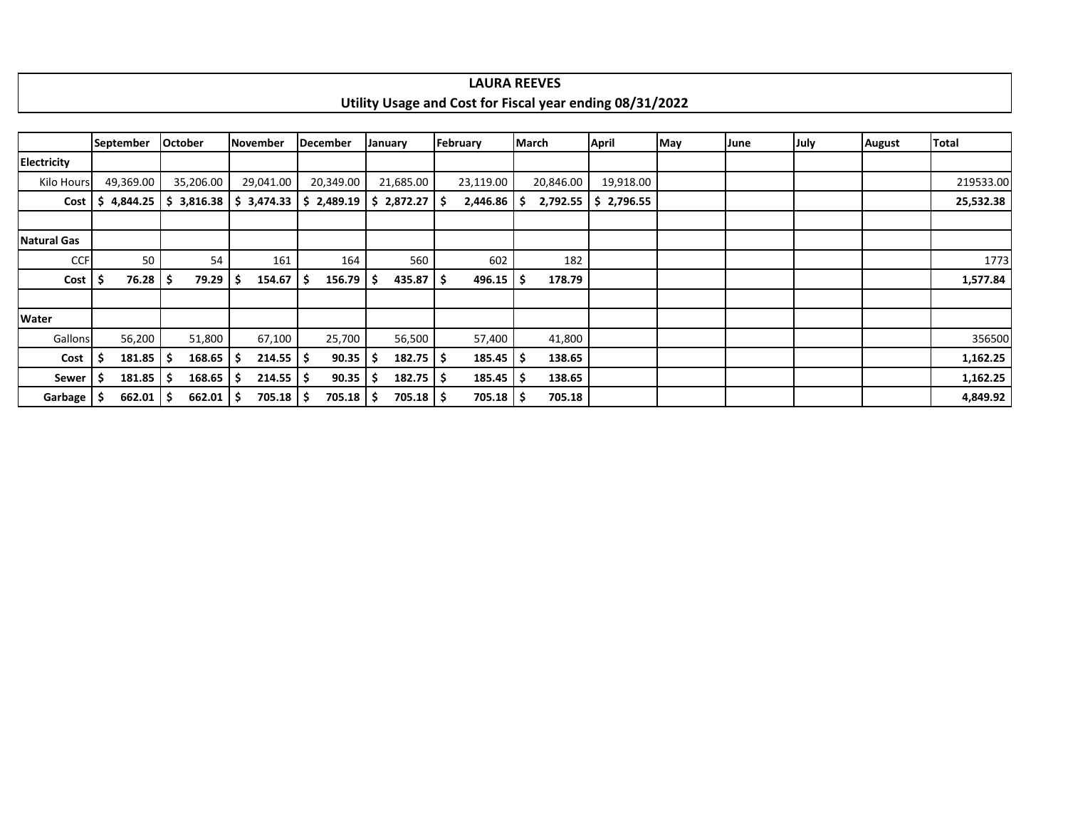# LAURA REEVES

## Utility Usage and Cost for Fiscal year ending 08/31/2022

| | September | October | November | December | January | February | March | April | May | June | July | August | Total |
|---|---|---|---|---|---|---|---|---|---|---|---|---|---|
| **Electricity** | | | | | | | | | | | | | |
| Kilo Hours | 49,369.00 | 35,206.00 | 29,041.00 | 20,349.00 | 21,685.00 | 23,119.00 | 20,846.00 | 19,918.00 | | | | | 219533.00 |
| **Cost** | **$ 4,844.25** | **$ 3,816.38** | **$ 3,474.33** | **$ 2,489.19** | **$ 2,872.27** | **$ 2,446.86** | **$ 2,792.55** | **$ 2,796.55** | | | | | **25,532.38** |
| | | | | | | | | | | | | | |
| **Natural Gas** | | | | | | | | | | | | | |
| CCF | 50 | 54 | 161 | 164 | 560 | 602 | 182 | | | | | | 1773 |
| **Cost** | **$ 76.28** | **$ 79.29** | **$ 154.67** | **$ 156.79** | **$ 435.87** | **$ 496.15** | **$ 178.79** | | | | | | **1,577.84** |
| | | | | | | | | | | | | | |
| **Water** | | | | | | | | | | | | | |
| Gallons | 56,200 | 51,800 | 67,100 | 25,700 | 56,500 | 57,400 | 41,800 | | | | | | 356500 |
| **Cost** | **$ 181.85** | **$ 168.65** | **$ 214.55** | **$ 90.35** | **$ 182.75** | **$ 185.45** | **$ 138.65** | | | | | | **1,162.25** |
| **Sewer** | **$ 181.85** | **$ 168.65** | **$ 214.55** | **$ 90.35** | **$ 182.75** | **$ 185.45** | **$ 138.65** | | | | | | **1,162.25** |
| **Garbage** | **$ 662.01** | **$ 662.01** | **$ 705.18** | **$ 705.18** | **$ 705.18** | **$ 705.18** | **$ 705.18** | | | | | | **4,849.92** |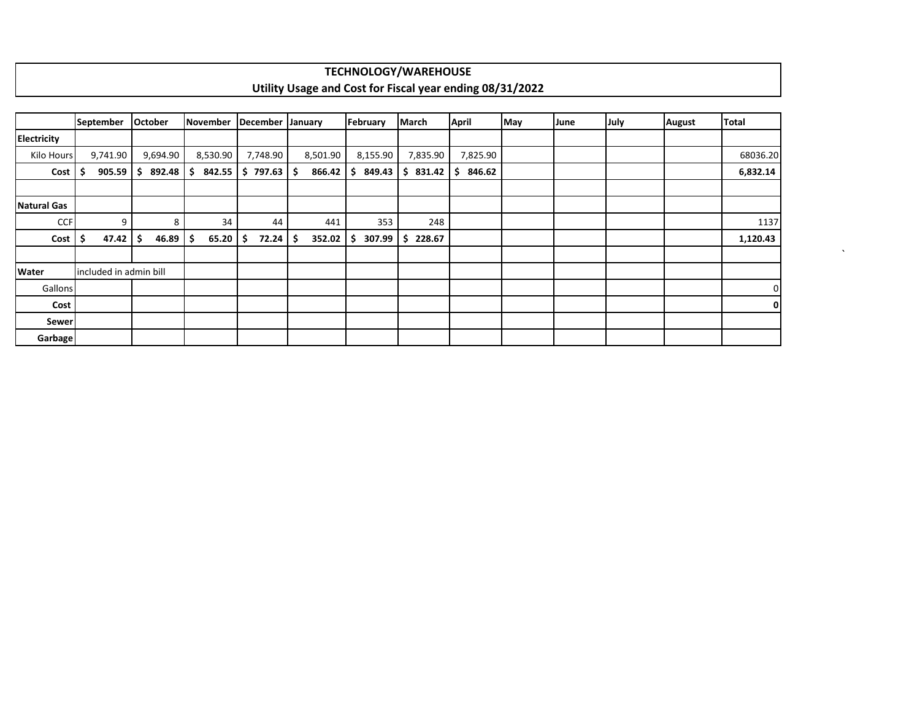# TECHNOLOGY/WAREHOUSE

## Utility Usage and Cost for Fiscal year ending 08/31/2022

| | September | October | November | December | January | February | March | April | May | June | July | August | Total |
|---|---|---|---|---|---|---|---|---|---|---|---|---|---|
| **Electricity** | | | | | | | | | | | | | |
| Kilo Hours | 9,741.90 | 9,694.90 | 8,530.90 | 7,748.90 | 8,501.90 | 8,155.90 | 7,835.90 | 7,825.90 | | | | | 68036.20 |
| **Cost** | **$ 905.59** | **$ 892.48** | **$ 842.55** | **$ 797.63** | **$ 866.42** | **$ 849.43** | **$ 831.42** | **$ 846.62** | | | | | **6,832.14** |
| | | | | | | | | | | | | | |
| **Natural Gas** | | | | | | | | | | | | | |
| CCF | 9 | 8 | 34 | 44 | 441 | 353 | 248 | | | | | | 1137 |
| **Cost** | **$ 47.42** | **$ 46.89** | **$ 65.20** | **$ 72.24** | **$ 352.02** | **$ 307.99** | **$ 228.67** | | | | | | **1,120.43** |
| | | | | | | | | | | | | | |
| **Water** | included in admin bill | | | | | | | | | | | | |
| Gallons | | | | | | | | | | | | | 0 |
| **Cost** | | | | | | | | | | | | | **0** |
| **Sewer** | | | | | | | | | | | | | |
| **Garbage** | | | | | | | | | | | | | |